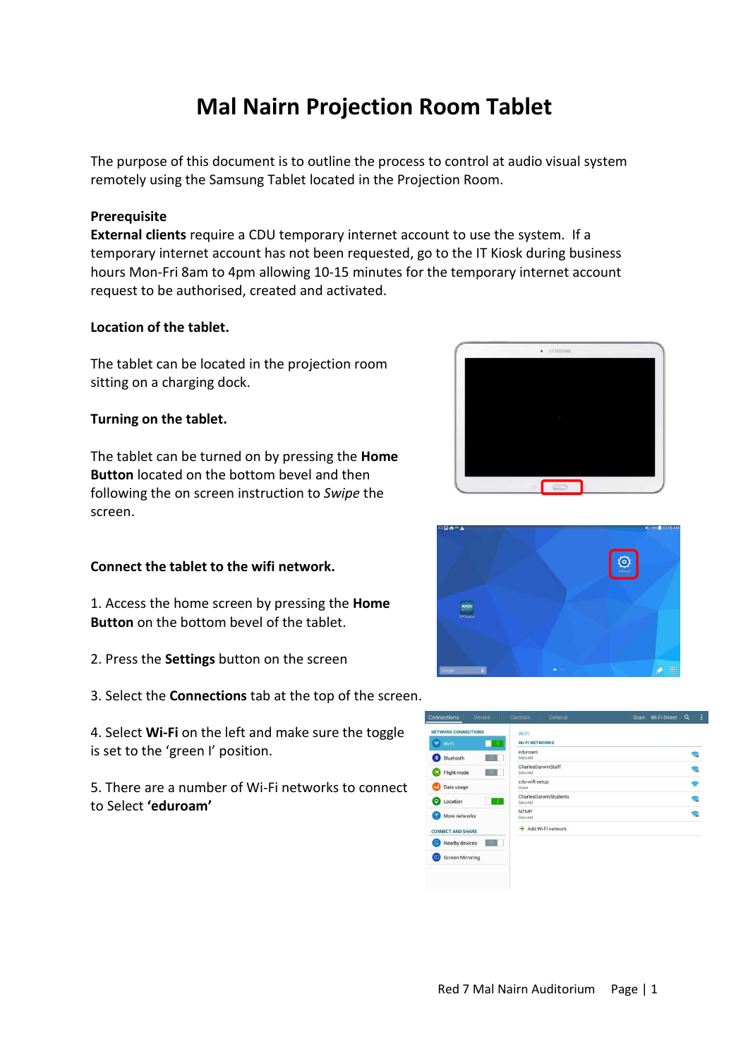# Mal Nairn Projection Room Tablet

The purpose of this document is to outline the process to control at audio visual system remotely using the Samsung Tablet located in the Projection Room.

**Prerequisite**
**External clients** require a CDU temporary internet account to use the system. If a temporary internet account has not been requested, go to the IT Kiosk during business hours Mon-Fri 8am to 4pm allowing 10-15 minutes for the temporary internet account request to be authorised, created and activated.

**Location of the tablet.**

The tablet can be located in the projection room sitting on a charging dock.

**Turning on the tablet.**

The tablet can be turned on by pressing the **Home Button** located on the bottom bevel and then following the on screen instruction to *Swipe* the screen.

**Connect the tablet to the wifi network.**

1. Access the home screen by pressing the **Home Button** on the bottom bevel of the tablet.

2. Press the **Settings** button on the screen

3. Select the **Connections** tab at the top of the screen.

4. Select **Wi-Fi** on the left and make sure the toggle is set to the 'green I' position.

5. There are a number of Wi-Fi networks to connect to Select **'eduroam'**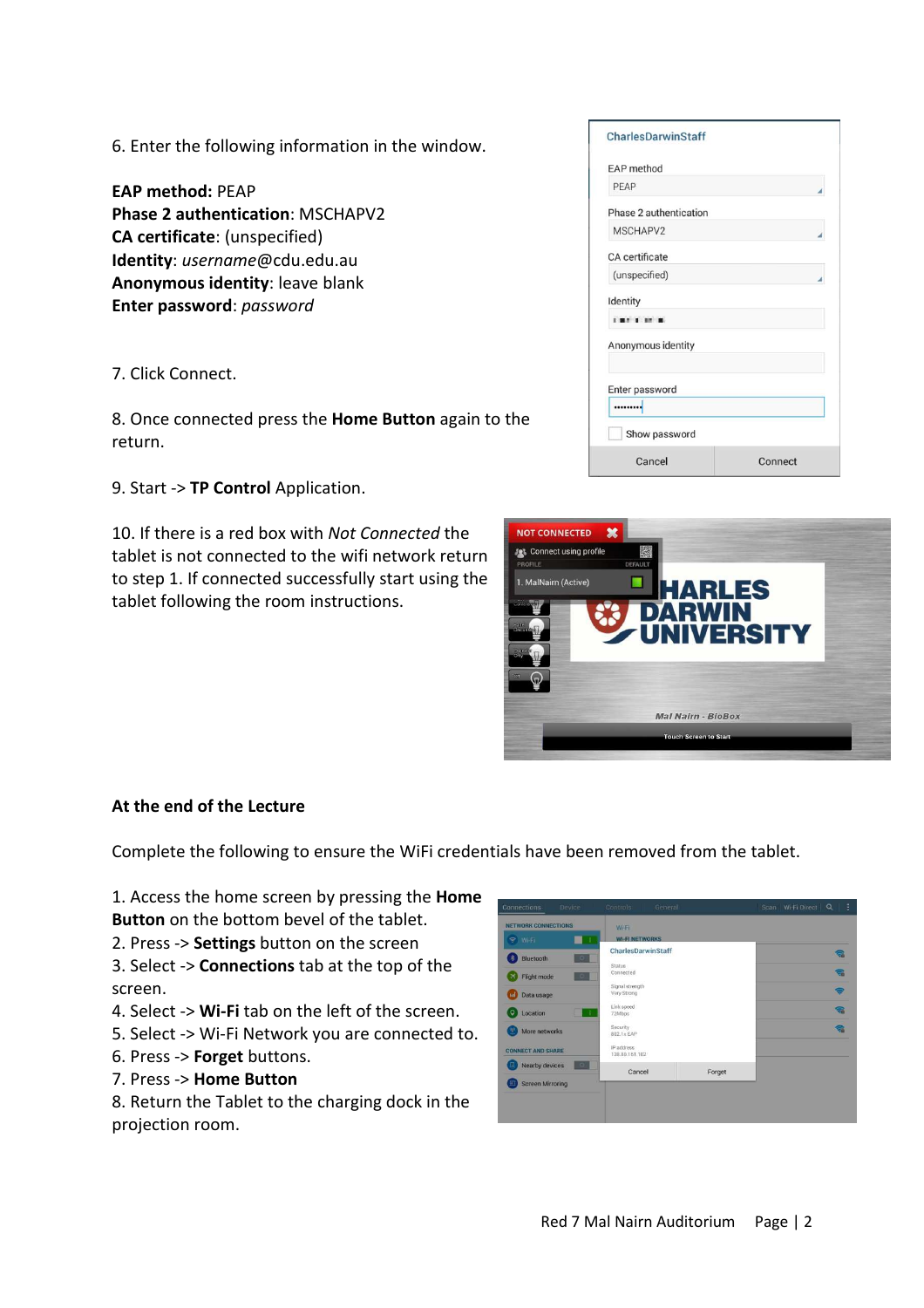6. Enter the following information in the window.

**EAP method:** PEAP
**Phase 2 authentication**: MSCHAPV2
**CA certificate**: (unspecified)
**Identity**: *username*@cdu.edu.au
**Anonymous identity**: leave blank
**Enter password**: *password*

7. Click Connect.

8. Once connected press the **Home Button** again to the return.

9. Start -> **TP Control** Application.

10. If there is a red box with *Not Connected* the tablet is not connected to the wifi network return to step 1. If connected successfully start using the tablet following the room instructions.

**At the end of the Lecture**

Complete the following to ensure the WiFi credentials have been removed from the tablet.

1. Access the home screen by pressing the **Home Button** on the bottom bevel of the tablet.
2. Press -> **Settings** button on the screen
3. Select -> **Connections** tab at the top of the screen.
4. Select -> **Wi-Fi** tab on the left of the screen.
5. Select -> Wi-Fi Network you are connected to.
6. Press -> **Forget** buttons.
7. Press -> **Home Button**
8. Return the Tablet to the charging dock in the projection room.